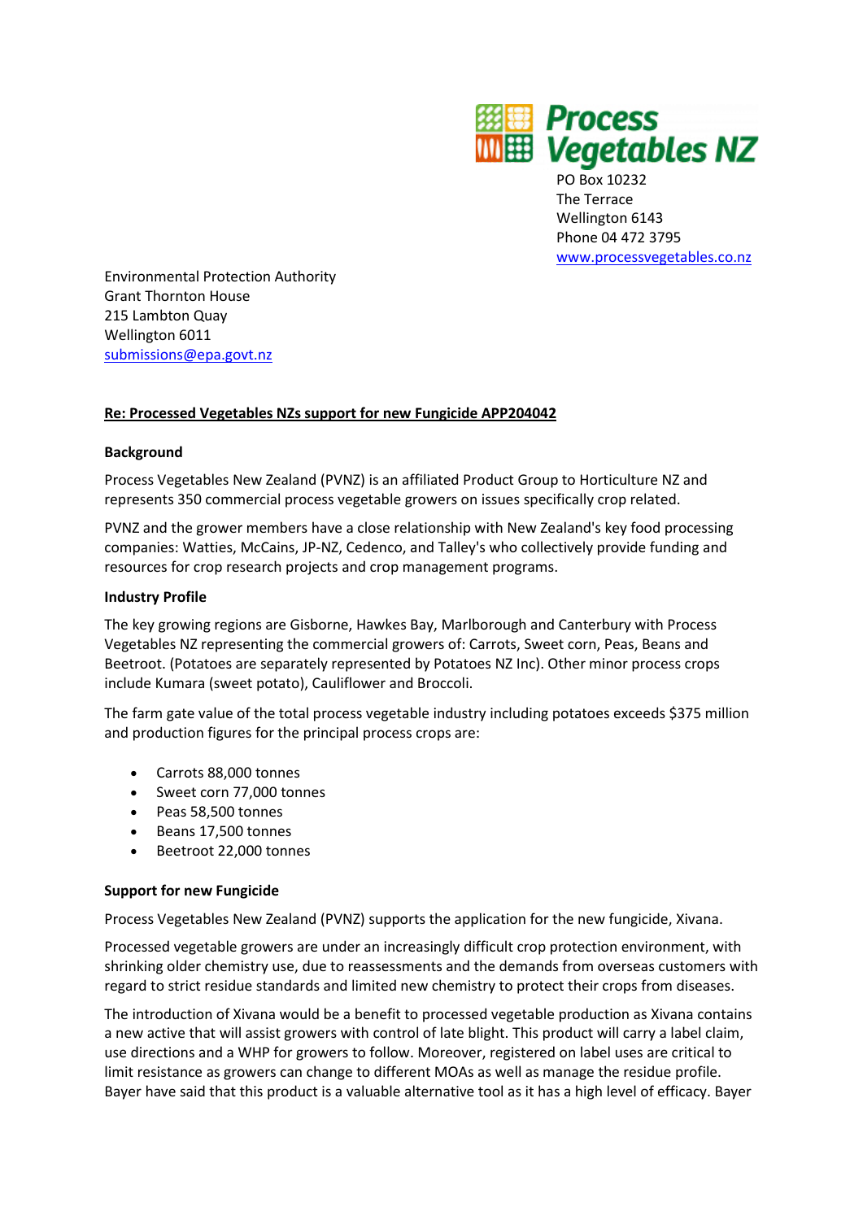Process Vegetables NZ

PO Box 10232
The Terrace
Wellington 6143
Phone 04 472 3795
www.processvegetables.co.nz

Environmental Protection Authority
Grant Thornton House
215 Lambton Quay
Wellington 6011
submissions@epa.govt.nz

**Re: Processed Vegetables NZs support for new Fungicide APP204042**

**Background**

Process Vegetables New Zealand (PVNZ) is an affiliated Product Group to Horticulture NZ and represents 350 commercial process vegetable growers on issues specifically crop related.

PVNZ and the grower members have a close relationship with New Zealand's key food processing companies: Watties, McCains, JP-NZ, Cedenco, and Talley's who collectively provide funding and resources for crop research projects and crop management programs.

**Industry Profile**

The key growing regions are Gisborne, Hawkes Bay, Marlborough and Canterbury with Process Vegetables NZ representing the commercial growers of: Carrots, Sweet corn, Peas, Beans and Beetroot. (Potatoes are separately represented by Potatoes NZ Inc). Other minor process crops include Kumara (sweet potato), Cauliflower and Broccoli.

The farm gate value of the total process vegetable industry including potatoes exceeds $375 million and production figures for the principal process crops are:

- Carrots 88,000 tonnes
- Sweet corn 77,000 tonnes
- Peas 58,500 tonnes
- Beans 17,500 tonnes
- Beetroot 22,000 tonnes

**Support for new Fungicide**

Process Vegetables New Zealand (PVNZ) supports the application for the new fungicide, Xivana.

Processed vegetable growers are under an increasingly difficult crop protection environment, with shrinking older chemistry use, due to reassessments and the demands from overseas customers with regard to strict residue standards and limited new chemistry to protect their crops from diseases.

The introduction of Xivana would be a benefit to processed vegetable production as Xivana contains a new active that will assist growers with control of late blight. This product will carry a label claim, use directions and a WHP for growers to follow. Moreover, registered on label uses are critical to limit resistance as growers can change to different MOAs as well as manage the residue profile. Bayer have said that this product is a valuable alternative tool as it has a high level of efficacy. Bayer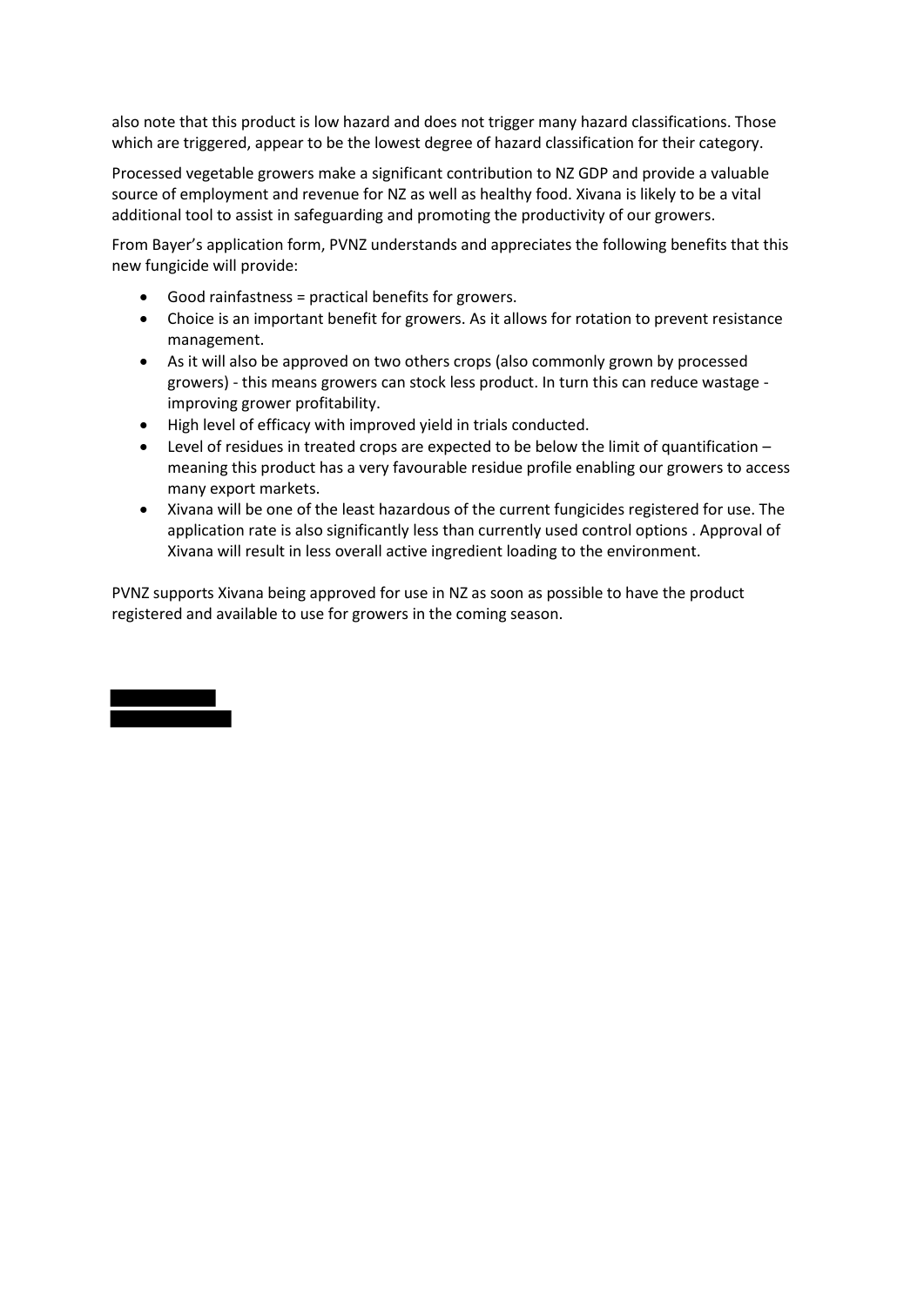also note that this product is low hazard and does not trigger many hazard classifications. Those which are triggered, appear to be the lowest degree of hazard classification for their category.

Processed vegetable growers make a significant contribution to NZ GDP and provide a valuable source of employment and revenue for NZ as well as healthy food. Xivana is likely to be a vital additional tool to assist in safeguarding and promoting the productivity of our growers.

From Bayer's application form, PVNZ understands and appreciates the following benefits that this new fungicide will provide:

- Good rainfastness = practical benefits for growers.
- Choice is an important benefit for growers. As it allows for rotation to prevent resistance management.
- As it will also be approved on two others crops (also commonly grown by processed growers) - this means growers can stock less product. In turn this can reduce wastage - improving grower profitability.
- High level of efficacy with improved yield in trials conducted.
- Level of residues in treated crops are expected to be below the limit of quantification – meaning this product has a very favourable residue profile enabling our growers to access many export markets.
- Xivana will be one of the least hazardous of the current fungicides registered for use. The application rate is also significantly less than currently used control options . Approval of Xivana will result in less overall active ingredient loading to the environment.

PVNZ supports Xivana being approved for use in NZ as soon as possible to have the product registered and available to use for growers in the coming season.